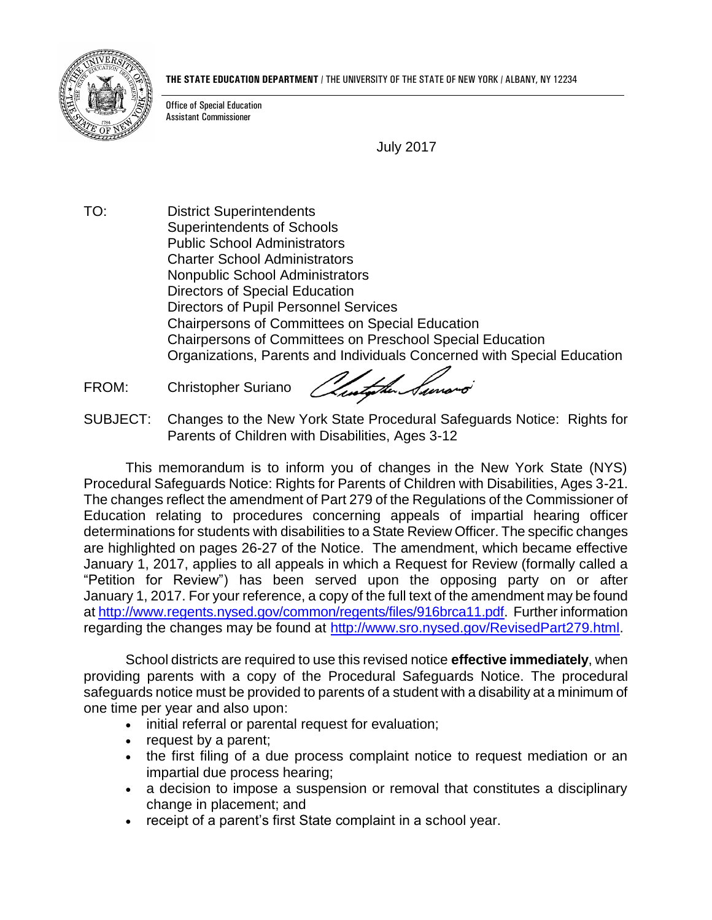**THE STATE EDUCATION DEPARTMENT** / THE UNIVERSITY OF THE STATE OF NEW YORK / ALBANY, NY 12234

Office of Special Education
Assistant Commissioner

July 2017

TO: District Superintendents
Superintendents of Schools
Public School Administrators
Charter School Administrators
Nonpublic School Administrators
Directors of Special Education
Directors of Pupil Personnel Services
Chairpersons of Committees on Special Education
Chairpersons of Committees on Preschool Special Education
Organizations, Parents and Individuals Concerned with Special Education

FROM: Christopher Suriano

SUBJECT: Changes to the New York State Procedural Safeguards Notice: Rights for Parents of Children with Disabilities, Ages 3-12

This memorandum is to inform you of changes in the New York State (NYS) Procedural Safeguards Notice: Rights for Parents of Children with Disabilities, Ages 3-21. The changes reflect the amendment of Part 279 of the Regulations of the Commissioner of Education relating to procedures concerning appeals of impartial hearing officer determinations for students with disabilities to a State Review Officer. The specific changes are highlighted on pages 26-27 of the Notice. The amendment, which became effective January 1, 2017, applies to all appeals in which a Request for Review (formally called a "Petition for Review") has been served upon the opposing party on or after January 1, 2017. For your reference, a copy of the full text of the amendment may be found at http://www.regents.nysed.gov/common/regents/files/916brca11.pdf. Further information regarding the changes may be found at http://www.sro.nysed.gov/RevisedPart279.html.

School districts are required to use this revised notice **effective immediately**, when providing parents with a copy of the Procedural Safeguards Notice. The procedural safeguards notice must be provided to parents of a student with a disability at a minimum of one time per year and also upon:

- initial referral or parental request for evaluation;
- request by a parent;
- the first filing of a due process complaint notice to request mediation or an impartial due process hearing;
- a decision to impose a suspension or removal that constitutes a disciplinary change in placement; and
- receipt of a parent's first State complaint in a school year.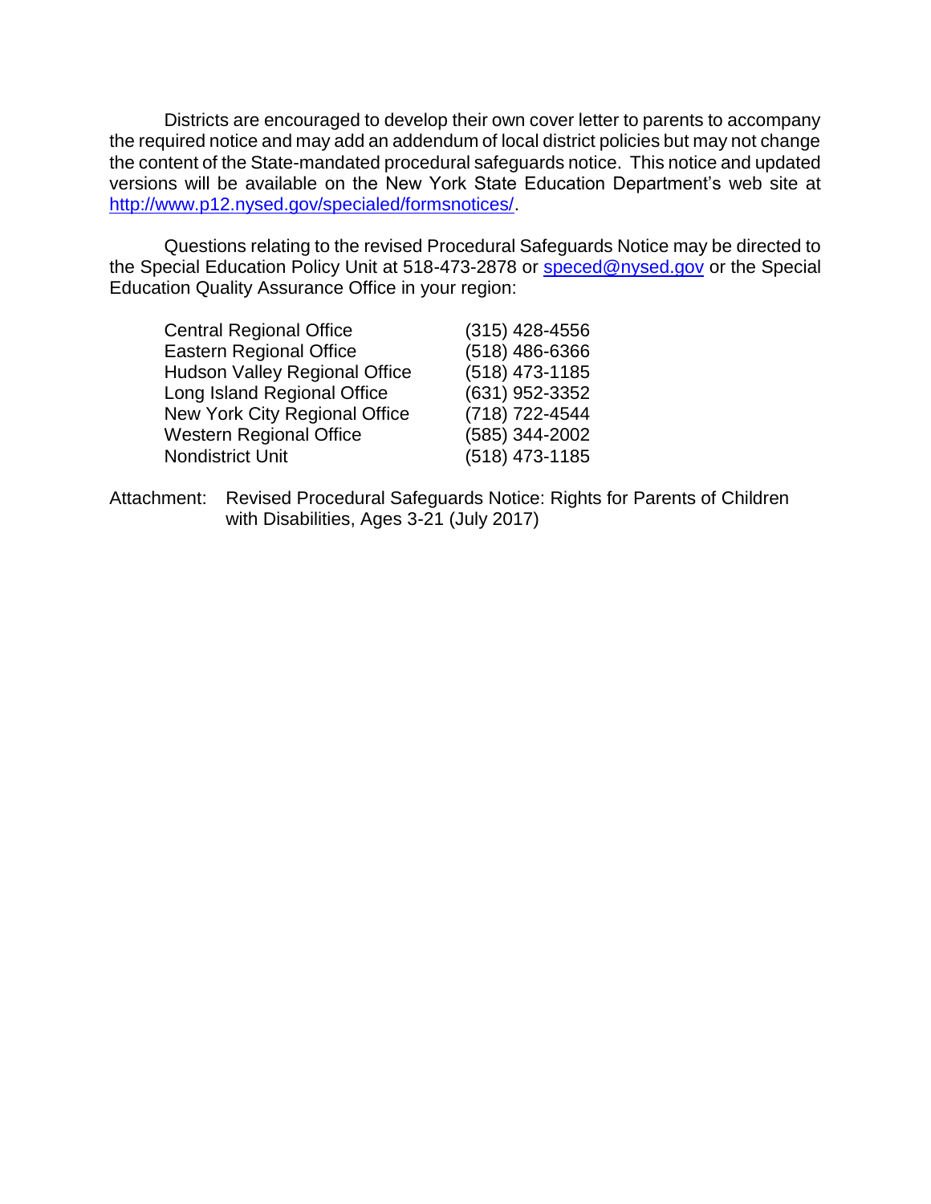Districts are encouraged to develop their own cover letter to parents to accompany the required notice and may add an addendum of local district policies but may not change the content of the State-mandated procedural safeguards notice. This notice and updated versions will be available on the New York State Education Department's web site at http://www.p12.nysed.gov/specialed/formsnotices/.

Questions relating to the revised Procedural Safeguards Notice may be directed to the Special Education Policy Unit at 518-473-2878 or speced@nysed.gov or the Special Education Quality Assurance Office in your region:

| | |
|---|---|
| Central Regional Office | (315) 428-4556 |
| Eastern Regional Office | (518) 486-6366 |
| Hudson Valley Regional Office | (518) 473-1185 |
| Long Island Regional Office | (631) 952-3352 |
| New York City Regional Office | (718) 722-4544 |
| Western Regional Office | (585) 344-2002 |
| Nondistrict Unit | (518) 473-1185 |

Attachment: Revised Procedural Safeguards Notice: Rights for Parents of Children with Disabilities, Ages 3-21 (July 2017)